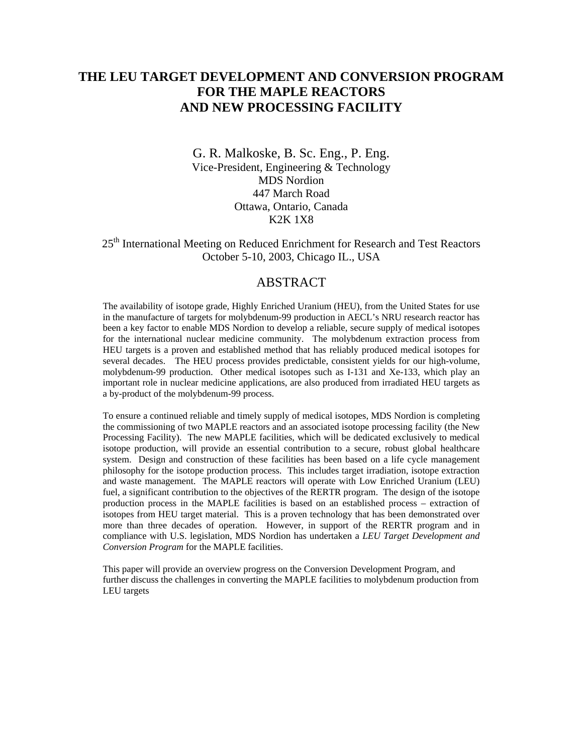# THE LEU TARGET DEVELOPMENT AND CONVERSION PROGRAM FOR THE MAPLE REACTORS AND NEW PROCESSING FACILITY

G. R. Malkoske, B. Sc. Eng., P. Eng.
Vice-President, Engineering & Technology
MDS Nordion
447 March Road
Ottawa, Ontario, Canada
K2K 1X8

25th International Meeting on Reduced Enrichment for Research and Test Reactors
October 5-10, 2003, Chicago IL., USA

## ABSTRACT

The availability of isotope grade, Highly Enriched Uranium (HEU), from the United States for use in the manufacture of targets for molybdenum-99 production in AECL's NRU research reactor has been a key factor to enable MDS Nordion to develop a reliable, secure supply of medical isotopes for the international nuclear medicine community. The molybdenum extraction process from HEU targets is a proven and established method that has reliably produced medical isotopes for several decades. The HEU process provides predictable, consistent yields for our high-volume, molybdenum-99 production. Other medical isotopes such as I-131 and Xe-133, which play an important role in nuclear medicine applications, are also produced from irradiated HEU targets as a by-product of the molybdenum-99 process.

To ensure a continued reliable and timely supply of medical isotopes, MDS Nordion is completing the commissioning of two MAPLE reactors and an associated isotope processing facility (the New Processing Facility). The new MAPLE facilities, which will be dedicated exclusively to medical isotope production, will provide an essential contribution to a secure, robust global healthcare system. Design and construction of these facilities has been based on a life cycle management philosophy for the isotope production process. This includes target irradiation, isotope extraction and waste management. The MAPLE reactors will operate with Low Enriched Uranium (LEU) fuel, a significant contribution to the objectives of the RERTR program. The design of the isotope production process in the MAPLE facilities is based on an established process – extraction of isotopes from HEU target material. This is a proven technology that has been demonstrated over more than three decades of operation. However, in support of the RERTR program and in compliance with U.S. legislation, MDS Nordion has undertaken a *LEU Target Development and Conversion Program* for the MAPLE facilities.

This paper will provide an overview progress on the Conversion Development Program, and further discuss the challenges in converting the MAPLE facilities to molybdenum production from LEU targets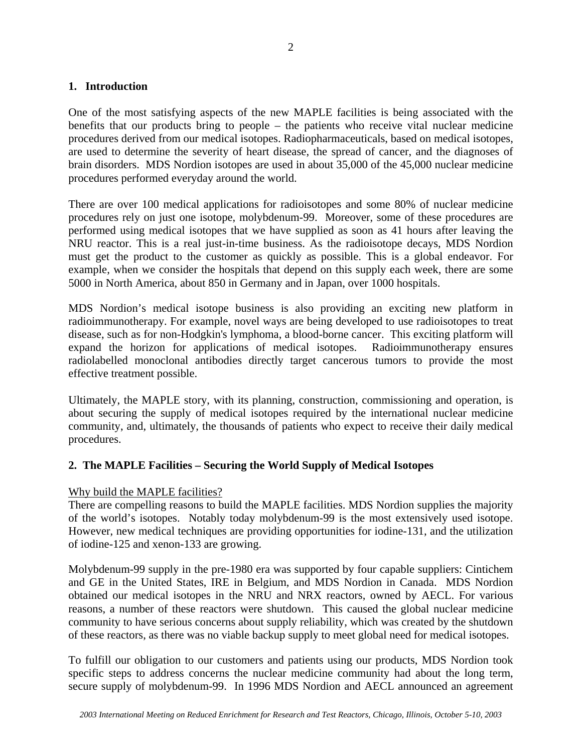## 1. Introduction

One of the most satisfying aspects of the new MAPLE facilities is being associated with the benefits that our products bring to people – the patients who receive vital nuclear medicine procedures derived from our medical isotopes. Radiopharmaceuticals, based on medical isotopes, are used to determine the severity of heart disease, the spread of cancer, and the diagnoses of brain disorders. MDS Nordion isotopes are used in about 35,000 of the 45,000 nuclear medicine procedures performed everyday around the world.

There are over 100 medical applications for radioisotopes and some 80% of nuclear medicine procedures rely on just one isotope, molybdenum-99. Moreover, some of these procedures are performed using medical isotopes that we have supplied as soon as 41 hours after leaving the NRU reactor. This is a real just-in-time business. As the radioisotope decays, MDS Nordion must get the product to the customer as quickly as possible. This is a global endeavor. For example, when we consider the hospitals that depend on this supply each week, there are some 5000 in North America, about 850 in Germany and in Japan, over 1000 hospitals.

MDS Nordion's medical isotope business is also providing an exciting new platform in radioimmunotherapy. For example, novel ways are being developed to use radioisotopes to treat disease, such as for non-Hodgkin's lymphoma, a blood-borne cancer. This exciting platform will expand the horizon for applications of medical isotopes. Radioimmunotherapy ensures radiolabelled monoclonal antibodies directly target cancerous tumors to provide the most effective treatment possible.

Ultimately, the MAPLE story, with its planning, construction, commissioning and operation, is about securing the supply of medical isotopes required by the international nuclear medicine community, and, ultimately, the thousands of patients who expect to receive their daily medical procedures.

## 2. The MAPLE Facilities – Securing the World Supply of Medical Isotopes

Why build the MAPLE facilities?

There are compelling reasons to build the MAPLE facilities. MDS Nordion supplies the majority of the world's isotopes. Notably today molybdenum-99 is the most extensively used isotope. However, new medical techniques are providing opportunities for iodine-131, and the utilization of iodine-125 and xenon-133 are growing.

Molybdenum-99 supply in the pre-1980 era was supported by four capable suppliers: Cintichem and GE in the United States, IRE in Belgium, and MDS Nordion in Canada. MDS Nordion obtained our medical isotopes in the NRU and NRX reactors, owned by AECL. For various reasons, a number of these reactors were shutdown. This caused the global nuclear medicine community to have serious concerns about supply reliability, which was created by the shutdown of these reactors, as there was no viable backup supply to meet global need for medical isotopes.

To fulfill our obligation to our customers and patients using our products, MDS Nordion took specific steps to address concerns the nuclear medicine community had about the long term, secure supply of molybdenum-99. In 1996 MDS Nordion and AECL announced an agreement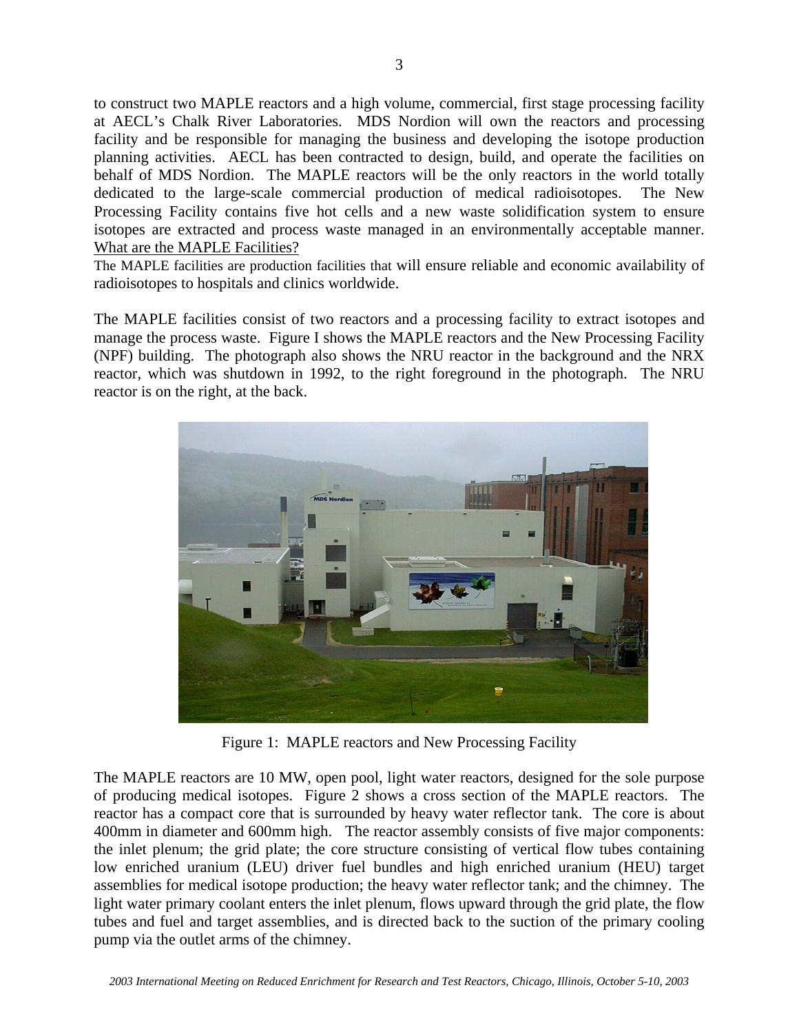to construct two MAPLE reactors and a high volume, commercial, first stage processing facility at AECL's Chalk River Laboratories. MDS Nordion will own the reactors and processing facility and be responsible for managing the business and developing the isotope production planning activities. AECL has been contracted to design, build, and operate the facilities on behalf of MDS Nordion. The MAPLE reactors will be the only reactors in the world totally dedicated to the large-scale commercial production of medical radioisotopes. The New Processing Facility contains five hot cells and a new waste solidification system to ensure isotopes are extracted and process waste managed in an environmentally acceptable manner.

## What are the MAPLE Facilities?

The MAPLE facilities are production facilities that will ensure reliable and economic availability of radioisotopes to hospitals and clinics worldwide.

The MAPLE facilities consist of two reactors and a processing facility to extract isotopes and manage the process waste. Figure I shows the MAPLE reactors and the New Processing Facility (NPF) building. The photograph also shows the NRU reactor in the background and the NRX reactor, which was shutdown in 1992, to the right foreground in the photograph. The NRU reactor is on the right, at the back.

Figure 1: MAPLE reactors and New Processing Facility

The MAPLE reactors are 10 MW, open pool, light water reactors, designed for the sole purpose of producing medical isotopes. Figure 2 shows a cross section of the MAPLE reactors. The reactor has a compact core that is surrounded by heavy water reflector tank. The core is about 400mm in diameter and 600mm high. The reactor assembly consists of five major components: the inlet plenum; the grid plate; the core structure consisting of vertical flow tubes containing low enriched uranium (LEU) driver fuel bundles and high enriched uranium (HEU) target assemblies for medical isotope production; the heavy water reflector tank; and the chimney. The light water primary coolant enters the inlet plenum, flows upward through the grid plate, the flow tubes and fuel and target assemblies, and is directed back to the suction of the primary cooling pump via the outlet arms of the chimney.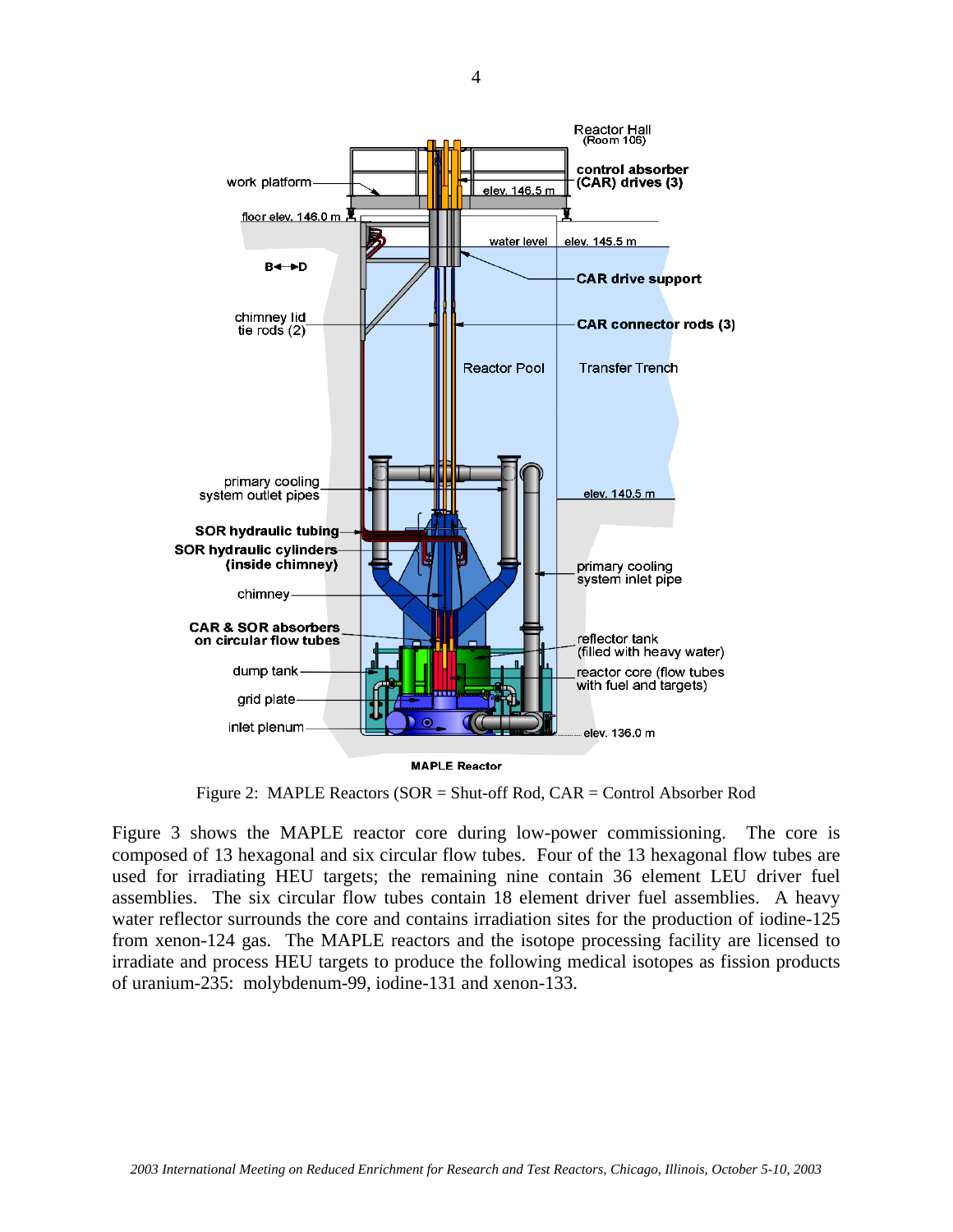Figure 2: MAPLE Reactors (SOR = Shut-off Rod, CAR = Control Absorber Rod

Figure 3 shows the MAPLE reactor core during low-power commissioning. The core is composed of 13 hexagonal and six circular flow tubes. Four of the 13 hexagonal flow tubes are used for irradiating HEU targets; the remaining nine contain 36 element LEU driver fuel assemblies. The six circular flow tubes contain 18 element driver fuel assemblies. A heavy water reflector surrounds the core and contains irradiation sites for the production of iodine-125 from xenon-124 gas. The MAPLE reactors and the isotope processing facility are licensed to irradiate and process HEU targets to produce the following medical isotopes as fission products of uranium-235: molybdenum-99, iodine-131 and xenon-133.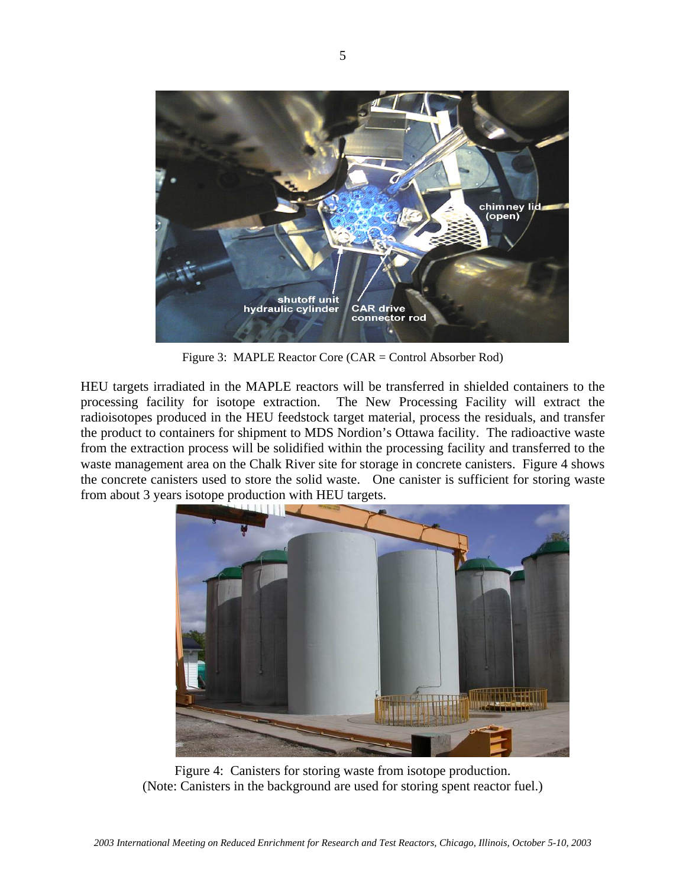Figure 3: MAPLE Reactor Core (CAR = Control Absorber Rod)

HEU targets irradiated in the MAPLE reactors will be transferred in shielded containers to the processing facility for isotope extraction. The New Processing Facility will extract the radioisotopes produced in the HEU feedstock target material, process the residuals, and transfer the product to containers for shipment to MDS Nordion's Ottawa facility. The radioactive waste from the extraction process will be solidified within the processing facility and transferred to the waste management area on the Chalk River site for storage in concrete canisters. Figure 4 shows the concrete canisters used to store the solid waste. One canister is sufficient for storing waste from about 3 years isotope production with HEU targets.

Figure 4: Canisters for storing waste from isotope production.
(Note: Canisters in the background are used for storing spent reactor fuel.)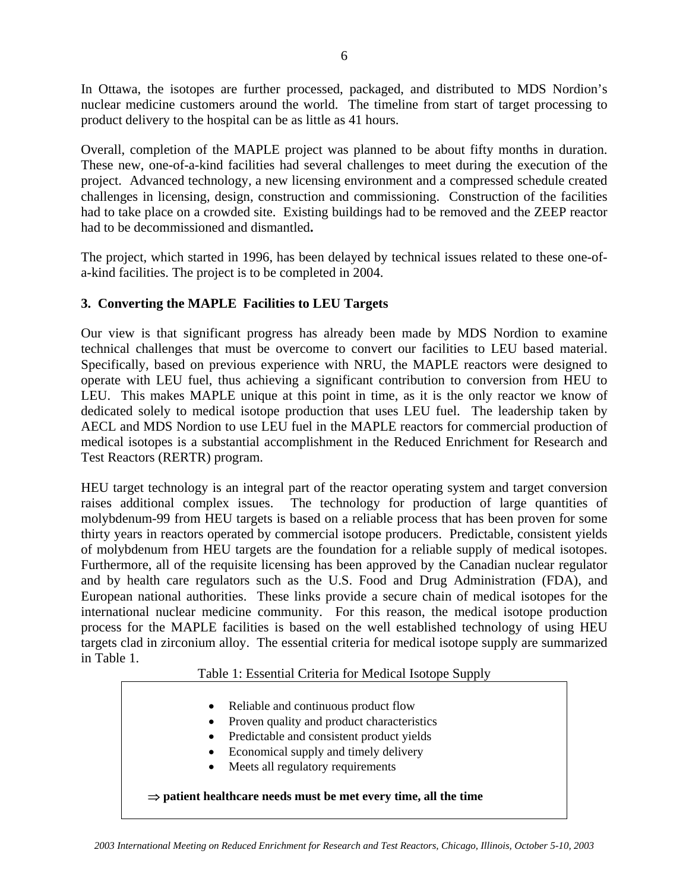In Ottawa, the isotopes are further processed, packaged, and distributed to MDS Nordion's nuclear medicine customers around the world. The timeline from start of target processing to product delivery to the hospital can be as little as 41 hours.

Overall, completion of the MAPLE project was planned to be about fifty months in duration. These new, one-of-a-kind facilities had several challenges to meet during the execution of the project. Advanced technology, a new licensing environment and a compressed schedule created challenges in licensing, design, construction and commissioning. Construction of the facilities had to take place on a crowded site. Existing buildings had to be removed and the ZEEP reactor had to be decommissioned and dismantled.

The project, which started in 1996, has been delayed by technical issues related to these one-of-a-kind facilities. The project is to be completed in 2004.

## 3. Converting the MAPLE Facilities to LEU Targets

Our view is that significant progress has already been made by MDS Nordion to examine technical challenges that must be overcome to convert our facilities to LEU based material. Specifically, based on previous experience with NRU, the MAPLE reactors were designed to operate with LEU fuel, thus achieving a significant contribution to conversion from HEU to LEU. This makes MAPLE unique at this point in time, as it is the only reactor we know of dedicated solely to medical isotope production that uses LEU fuel. The leadership taken by AECL and MDS Nordion to use LEU fuel in the MAPLE reactors for commercial production of medical isotopes is a substantial accomplishment in the Reduced Enrichment for Research and Test Reactors (RERTR) program.

HEU target technology is an integral part of the reactor operating system and target conversion raises additional complex issues. The technology for production of large quantities of molybdenum-99 from HEU targets is based on a reliable process that has been proven for some thirty years in reactors operated by commercial isotope producers. Predictable, consistent yields of molybdenum from HEU targets are the foundation for a reliable supply of medical isotopes. Furthermore, all of the requisite licensing has been approved by the Canadian nuclear regulator and by health care regulators such as the U.S. Food and Drug Administration (FDA), and European national authorities. These links provide a secure chain of medical isotopes for the international nuclear medicine community. For this reason, the medical isotope production process for the MAPLE facilities is based on the well established technology of using HEU targets clad in zirconium alloy. The essential criteria for medical isotope supply are summarized in Table 1.

Table 1: Essential Criteria for Medical Isotope Supply

- Reliable and continuous product flow
- Proven quality and product characteristics
- Predictable and consistent product yields
- Economical supply and timely delivery
- Meets all regulatory requirements

⇒ **patient healthcare needs must be met every time, all the time**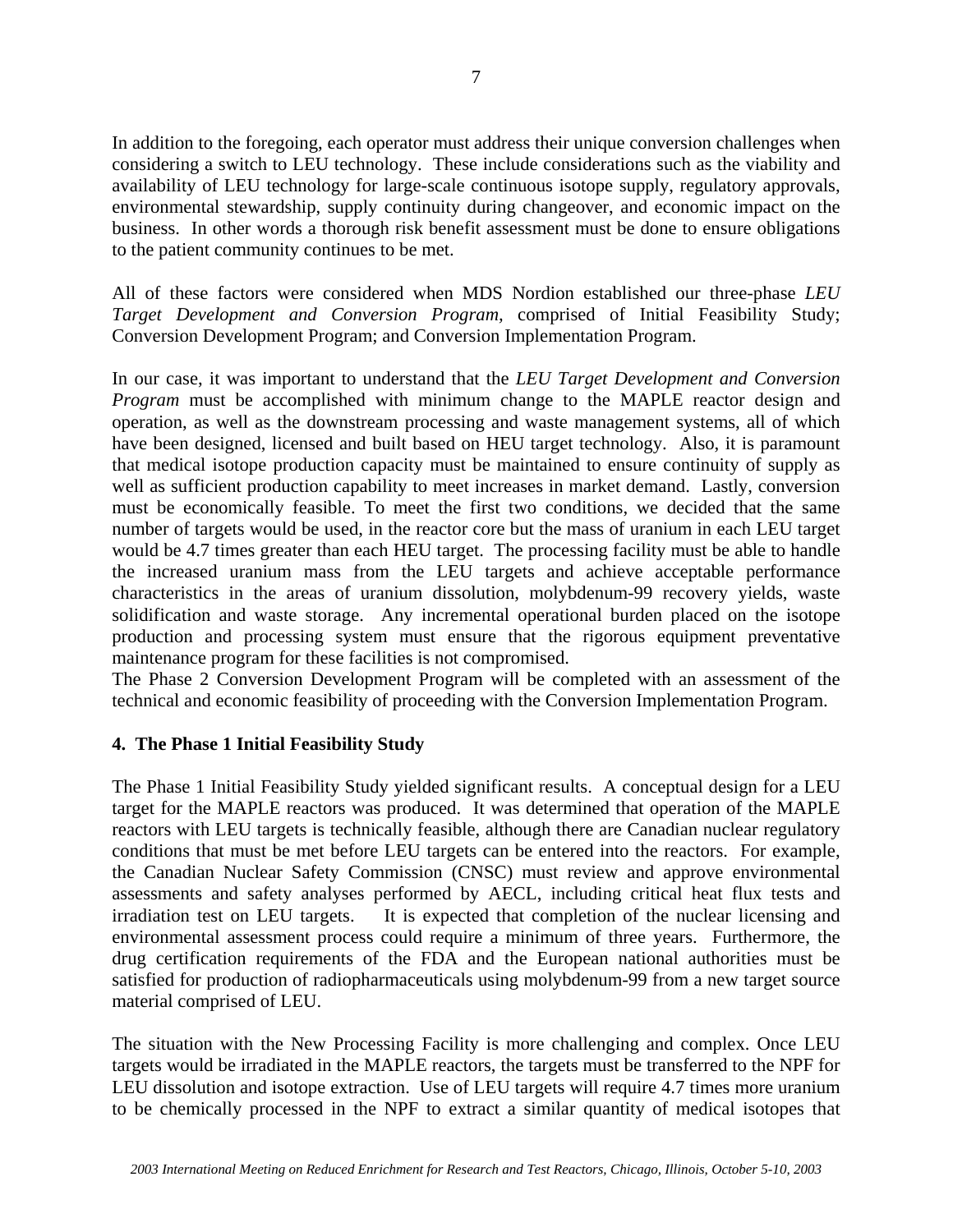In addition to the foregoing, each operator must address their unique conversion challenges when considering a switch to LEU technology. These include considerations such as the viability and availability of LEU technology for large-scale continuous isotope supply, regulatory approvals, environmental stewardship, supply continuity during changeover, and economic impact on the business. In other words a thorough risk benefit assessment must be done to ensure obligations to the patient community continues to be met.

All of these factors were considered when MDS Nordion established our three-phase *LEU Target Development and Conversion Program*, comprised of Initial Feasibility Study; Conversion Development Program; and Conversion Implementation Program.

In our case, it was important to understand that the *LEU Target Development and Conversion Program* must be accomplished with minimum change to the MAPLE reactor design and operation, as well as the downstream processing and waste management systems, all of which have been designed, licensed and built based on HEU target technology. Also, it is paramount that medical isotope production capacity must be maintained to ensure continuity of supply as well as sufficient production capability to meet increases in market demand. Lastly, conversion must be economically feasible. To meet the first two conditions, we decided that the same number of targets would be used, in the reactor core but the mass of uranium in each LEU target would be 4.7 times greater than each HEU target. The processing facility must be able to handle the increased uranium mass from the LEU targets and achieve acceptable performance characteristics in the areas of uranium dissolution, molybdenum-99 recovery yields, waste solidification and waste storage. Any incremental operational burden placed on the isotope production and processing system must ensure that the rigorous equipment preventative maintenance program for these facilities is not compromised.
The Phase 2 Conversion Development Program will be completed with an assessment of the technical and economic feasibility of proceeding with the Conversion Implementation Program.

## 4. The Phase 1 Initial Feasibility Study

The Phase 1 Initial Feasibility Study yielded significant results. A conceptual design for a LEU target for the MAPLE reactors was produced. It was determined that operation of the MAPLE reactors with LEU targets is technically feasible, although there are Canadian nuclear regulatory conditions that must be met before LEU targets can be entered into the reactors. For example, the Canadian Nuclear Safety Commission (CNSC) must review and approve environmental assessments and safety analyses performed by AECL, including critical heat flux tests and irradiation test on LEU targets. It is expected that completion of the nuclear licensing and environmental assessment process could require a minimum of three years. Furthermore, the drug certification requirements of the FDA and the European national authorities must be satisfied for production of radiopharmaceuticals using molybdenum-99 from a new target source material comprised of LEU.

The situation with the New Processing Facility is more challenging and complex. Once LEU targets would be irradiated in the MAPLE reactors, the targets must be transferred to the NPF for LEU dissolution and isotope extraction. Use of LEU targets will require 4.7 times more uranium to be chemically processed in the NPF to extract a similar quantity of medical isotopes that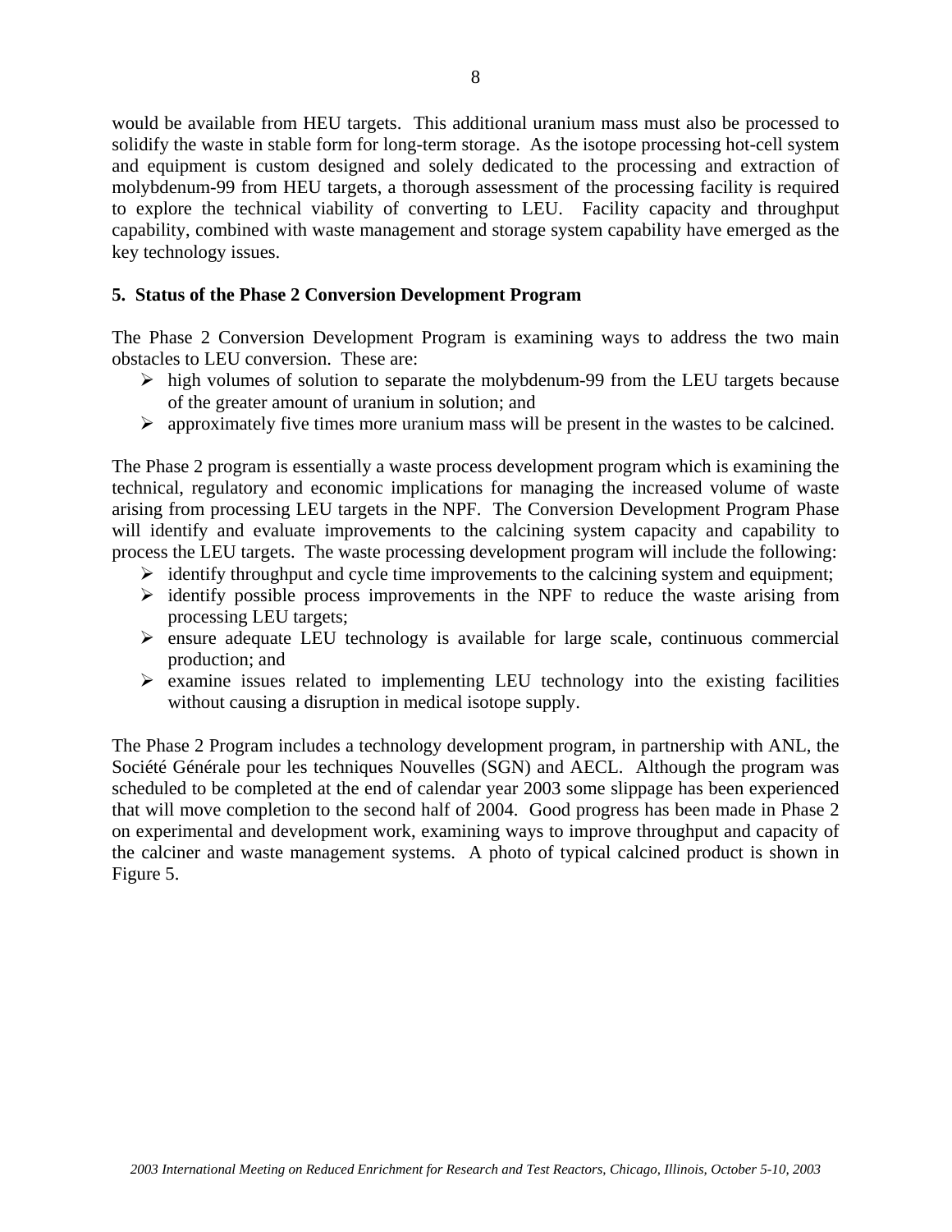would be available from HEU targets. This additional uranium mass must also be processed to solidify the waste in stable form for long-term storage. As the isotope processing hot-cell system and equipment is custom designed and solely dedicated to the processing and extraction of molybdenum-99 from HEU targets, a thorough assessment of the processing facility is required to explore the technical viability of converting to LEU. Facility capacity and throughput capability, combined with waste management and storage system capability have emerged as the key technology issues.

## 5. Status of the Phase 2 Conversion Development Program

The Phase 2 Conversion Development Program is examining ways to address the two main obstacles to LEU conversion. These are:

- high volumes of solution to separate the molybdenum-99 from the LEU targets because of the greater amount of uranium in solution; and
- approximately five times more uranium mass will be present in the wastes to be calcined.

The Phase 2 program is essentially a waste process development program which is examining the technical, regulatory and economic implications for managing the increased volume of waste arising from processing LEU targets in the NPF. The Conversion Development Program Phase will identify and evaluate improvements to the calcining system capacity and capability to process the LEU targets. The waste processing development program will include the following:

- identify throughput and cycle time improvements to the calcining system and equipment;
- identify possible process improvements in the NPF to reduce the waste arising from processing LEU targets;
- ensure adequate LEU technology is available for large scale, continuous commercial production; and
- examine issues related to implementing LEU technology into the existing facilities without causing a disruption in medical isotope supply.

The Phase 2 Program includes a technology development program, in partnership with ANL, the Société Générale pour les techniques Nouvelles (SGN) and AECL. Although the program was scheduled to be completed at the end of calendar year 2003 some slippage has been experienced that will move completion to the second half of 2004. Good progress has been made in Phase 2 on experimental and development work, examining ways to improve throughput and capacity of the calciner and waste management systems. A photo of typical calcined product is shown in Figure 5.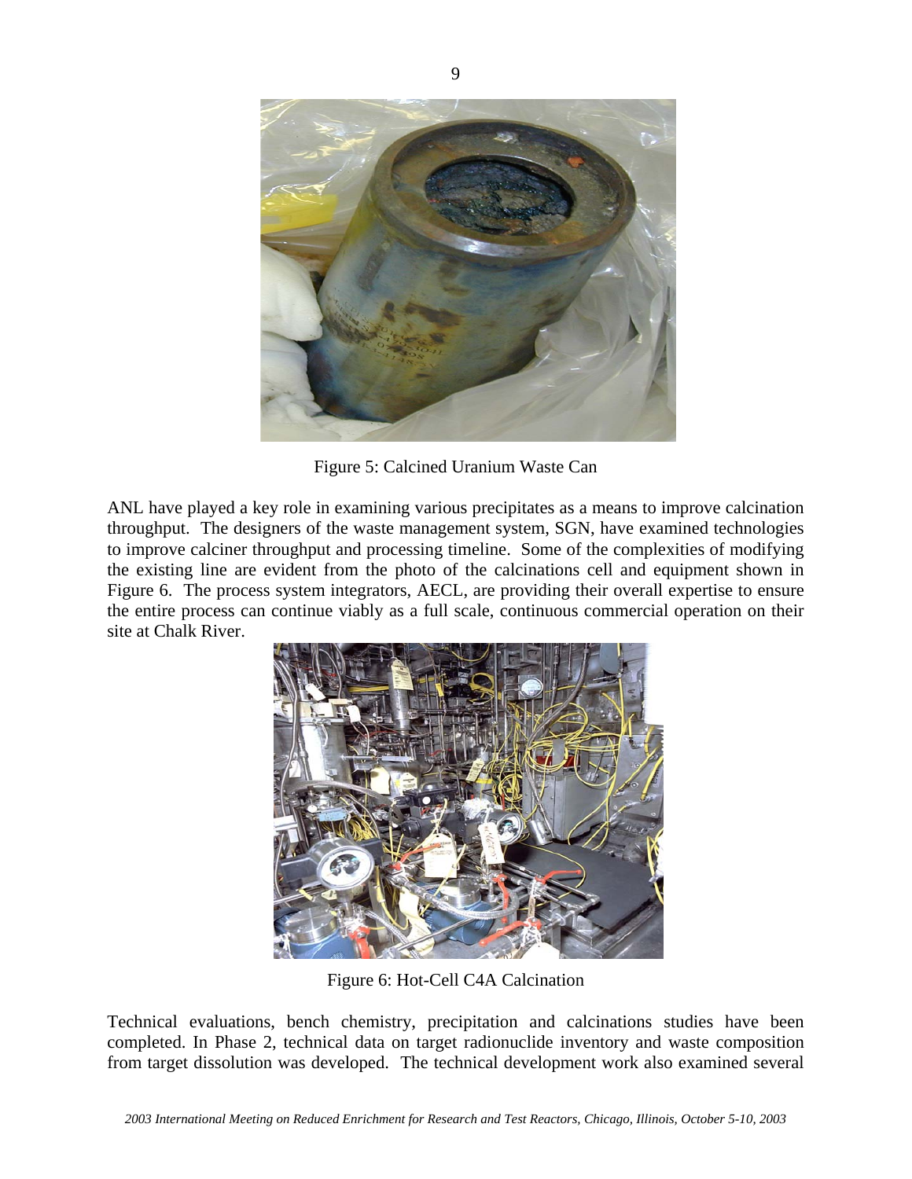Figure 5: Calcined Uranium Waste Can

ANL have played a key role in examining various precipitates as a means to improve calcination throughput. The designers of the waste management system, SGN, have examined technologies to improve calciner throughput and processing timeline. Some of the complexities of modifying the existing line are evident from the photo of the calcinations cell and equipment shown in Figure 6. The process system integrators, AECL, are providing their overall expertise to ensure the entire process can continue viably as a full scale, continuous commercial operation on their site at Chalk River.

Figure 6: Hot-Cell C4A Calcination

Technical evaluations, bench chemistry, precipitation and calcinations studies have been completed. In Phase 2, technical data on target radionuclide inventory and waste composition from target dissolution was developed. The technical development work also examined several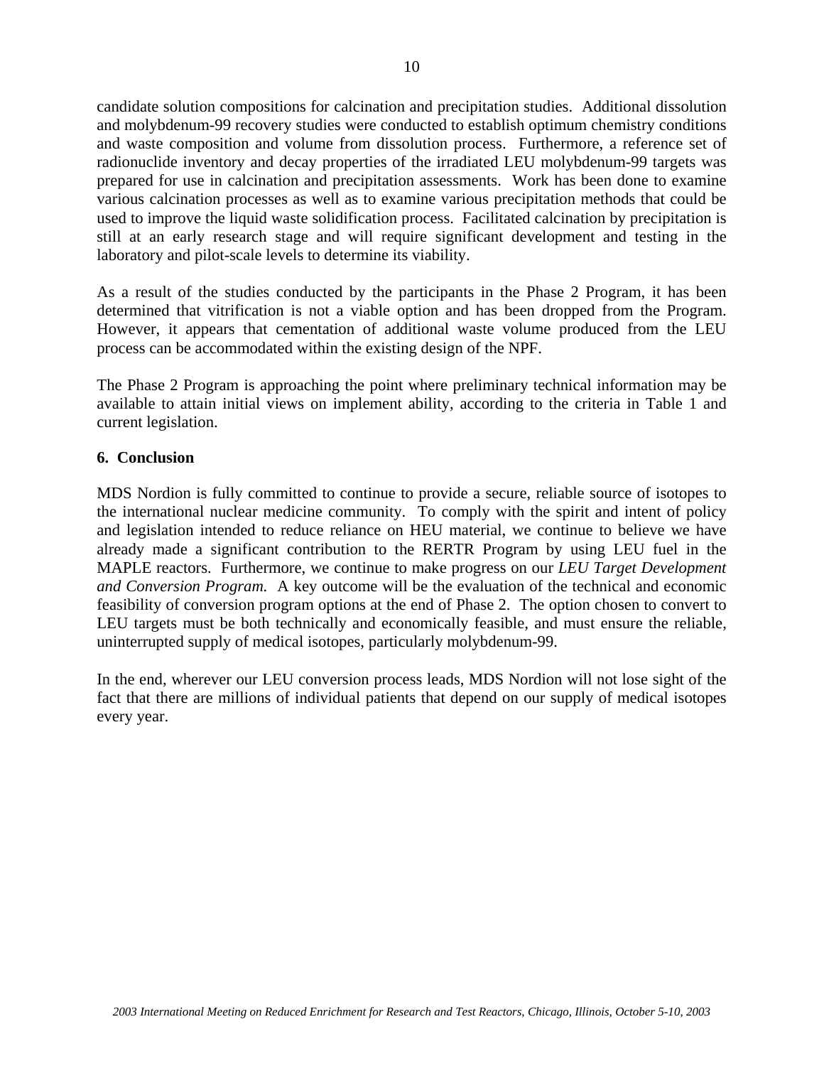candidate solution compositions for calcination and precipitation studies. Additional dissolution and molybdenum-99 recovery studies were conducted to establish optimum chemistry conditions and waste composition and volume from dissolution process. Furthermore, a reference set of radionuclide inventory and decay properties of the irradiated LEU molybdenum-99 targets was prepared for use in calcination and precipitation assessments. Work has been done to examine various calcination processes as well as to examine various precipitation methods that could be used to improve the liquid waste solidification process. Facilitated calcination by precipitation is still at an early research stage and will require significant development and testing in the laboratory and pilot-scale levels to determine its viability.

As a result of the studies conducted by the participants in the Phase 2 Program, it has been determined that vitrification is not a viable option and has been dropped from the Program. However, it appears that cementation of additional waste volume produced from the LEU process can be accommodated within the existing design of the NPF.

The Phase 2 Program is approaching the point where preliminary technical information may be available to attain initial views on implement ability, according to the criteria in Table 1 and current legislation.

## 6. Conclusion

MDS Nordion is fully committed to continue to provide a secure, reliable source of isotopes to the international nuclear medicine community. To comply with the spirit and intent of policy and legislation intended to reduce reliance on HEU material, we continue to believe we have already made a significant contribution to the RERTR Program by using LEU fuel in the MAPLE reactors. Furthermore, we continue to make progress on our *LEU Target Development and Conversion Program.* A key outcome will be the evaluation of the technical and economic feasibility of conversion program options at the end of Phase 2. The option chosen to convert to LEU targets must be both technically and economically feasible, and must ensure the reliable, uninterrupted supply of medical isotopes, particularly molybdenum-99.

In the end, wherever our LEU conversion process leads, MDS Nordion will not lose sight of the fact that there are millions of individual patients that depend on our supply of medical isotopes every year.